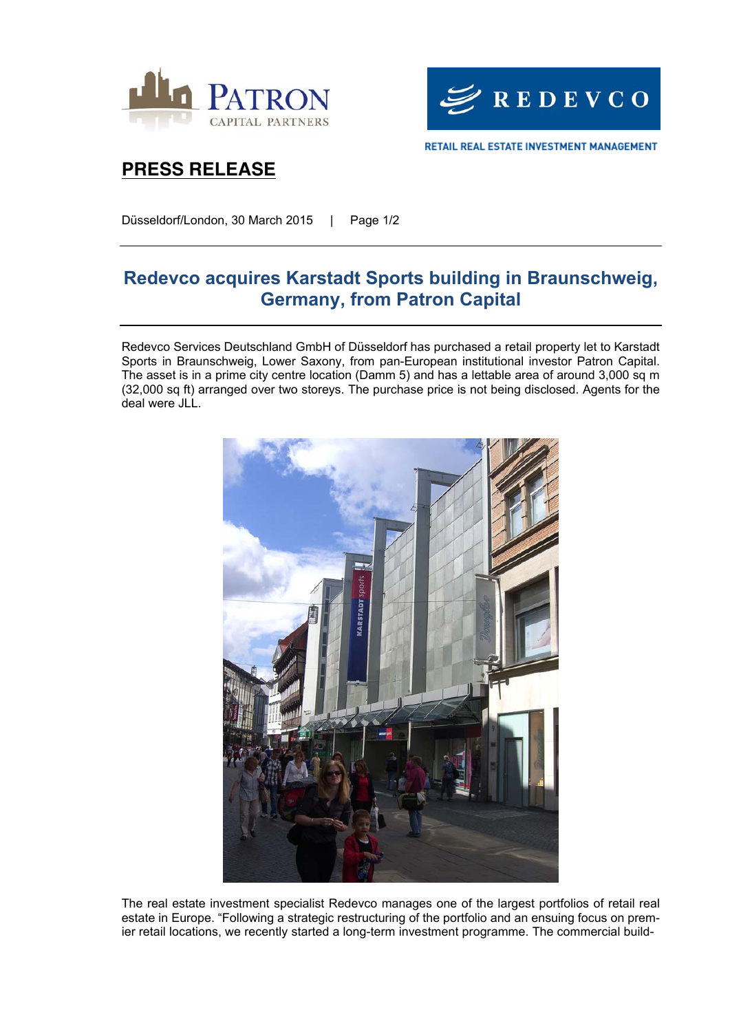PATRON CAPITAL PARTNERS

REDEVCO

RETAIL REAL ESTATE INVESTMENT MANAGEMENT

# PRESS RELEASE

Düsseldorf/London, 30 March 2015 | Page 1/2

## Redevco acquires Karstadt Sports building in Braunschweig, Germany, from Patron Capital

Redevco Services Deutschland GmbH of Düsseldorf has purchased a retail property let to Karstadt Sports in Braunschweig, Lower Saxony, from pan-European institutional investor Patron Capital. The asset is in a prime city centre location (Damm 5) and has a lettable area of around 3,000 sq m (32,000 sq ft) arranged over two storeys. The purchase price is not being disclosed. Agents for the deal were JLL.

The real estate investment specialist Redevco manages one of the largest portfolios of retail real estate in Europe. "Following a strategic restructuring of the portfolio and an ensuing focus on premier retail locations, we recently started a long-term investment programme. The commercial build-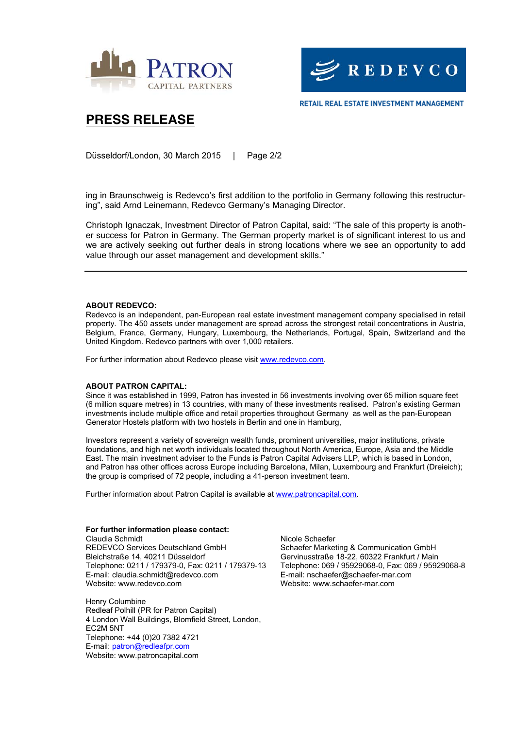ing in Braunschweig is Redevco's first addition to the portfolio in Germany following this restructuring", said Arnd Leinemann, Redevco Germany's Managing Director.

Christoph Ignaczak, Investment Director of Patron Capital, said: "The sale of this property is another success for Patron in Germany. The German property market is of significant interest to us and we are actively seeking out further deals in strong locations where we see an opportunity to add value through our asset management and development skills."

---

**ABOUT REDEVCO:**
Redevco is an independent, pan-European real estate investment management company specialised in retail property. The 450 assets under management are spread across the strongest retail concentrations in Austria, Belgium, France, Germany, Hungary, Luxembourg, the Netherlands, Portugal, Spain, Switzerland and the United Kingdom. Redevco partners with over 1,000 retailers.

For further information about Redevco please visit www.redevco.com.

**ABOUT PATRON CAPITAL:**
Since it was established in 1999, Patron has invested in 56 investments involving over 65 million square feet (6 million square metres) in 13 countries, with many of these investments realised. Patron's existing German investments include multiple office and retail properties throughout Germany as well as the pan-European Generator Hostels platform with two hostels in Berlin and one in Hamburg,

Investors represent a variety of sovereign wealth funds, prominent universities, major institutions, private foundations, and high net worth individuals located throughout North America, Europe, Asia and the Middle East. The main investment adviser to the Funds is Patron Capital Advisers LLP, which is based in London, and Patron has other offices across Europe including Barcelona, Milan, Luxembourg and Frankfurt (Dreieich); the group is comprised of 72 people, including a 41-person investment team.

Further information about Patron Capital is available at www.patroncapital.com.

**For further information please contact:**

Claudia Schmidt
REDEVCO Services Deutschland GmbH
Bleichstraße 14, 40211 Düsseldorf
Telephone: 0211 / 179379-0, Fax: 0211 / 179379-13
E-mail: claudia.schmidt@redevco.com
Website: www.redevco.com

Nicole Schaefer
Schaefer Marketing & Communication GmbH
Gervinusstraße 18-22, 60322 Frankfurt / Main
Telephone: 069 / 95929068-0, Fax: 069 / 95929068-8
E-mail: nschaefer@schaefer-mar.com
Website: www.schaefer-mar.com

Henry Columbine
Redleaf Polhill (PR for Patron Capital)
4 London Wall Buildings, Blomfield Street, London, EC2M 5NT
Telephone: +44 (0)20 7382 4721
E-mail: patron@redleafpr.com
Website: www.patroncapital.com